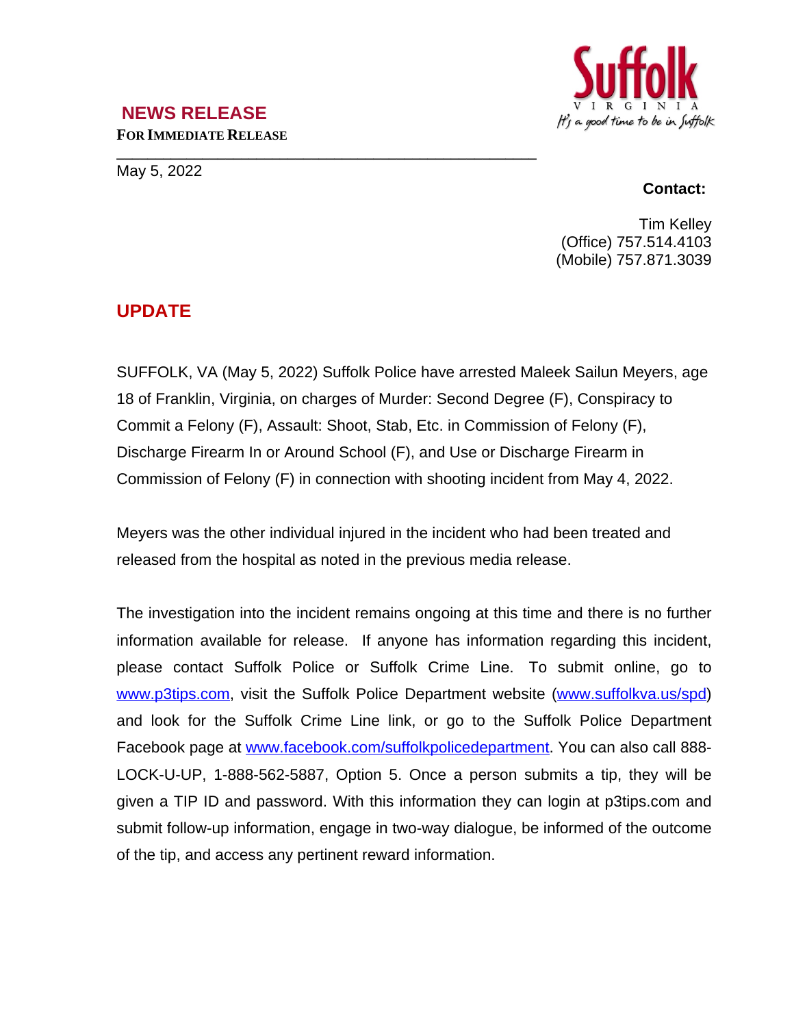Suffolk
VIRGINIA
*It's a good time to be in Suffolk*

## NEWS RELEASE

**FOR IMMEDIATE RELEASE**

May 5, 2022

**Contact:**

Tim Kelley
(Office) 757.514.4103
(Mobile) 757.871.3039

## UPDATE

SUFFOLK, VA (May 5, 2022) Suffolk Police have arrested Maleek Sailun Meyers, age 18 of Franklin, Virginia, on charges of Murder: Second Degree (F), Conspiracy to Commit a Felony (F), Assault: Shoot, Stab, Etc. in Commission of Felony (F), Discharge Firearm In or Around School (F), and Use or Discharge Firearm in Commission of Felony (F) in connection with shooting incident from May 4, 2022.

Meyers was the other individual injured in the incident who had been treated and released from the hospital as noted in the previous media release.

The investigation into the incident remains ongoing at this time and there is no further information available for release. If anyone has information regarding this incident, please contact Suffolk Police or Suffolk Crime Line. To submit online, go to www.p3tips.com, visit the Suffolk Police Department website (www.suffolkva.us/spd) and look for the Suffolk Crime Line link, or go to the Suffolk Police Department Facebook page at www.facebook.com/suffolkpolicedepartment. You can also call 888-LOCK-U-UP, 1-888-562-5887, Option 5. Once a person submits a tip, they will be given a TIP ID and password. With this information they can login at p3tips.com and submit follow-up information, engage in two-way dialogue, be informed of the outcome of the tip, and access any pertinent reward information.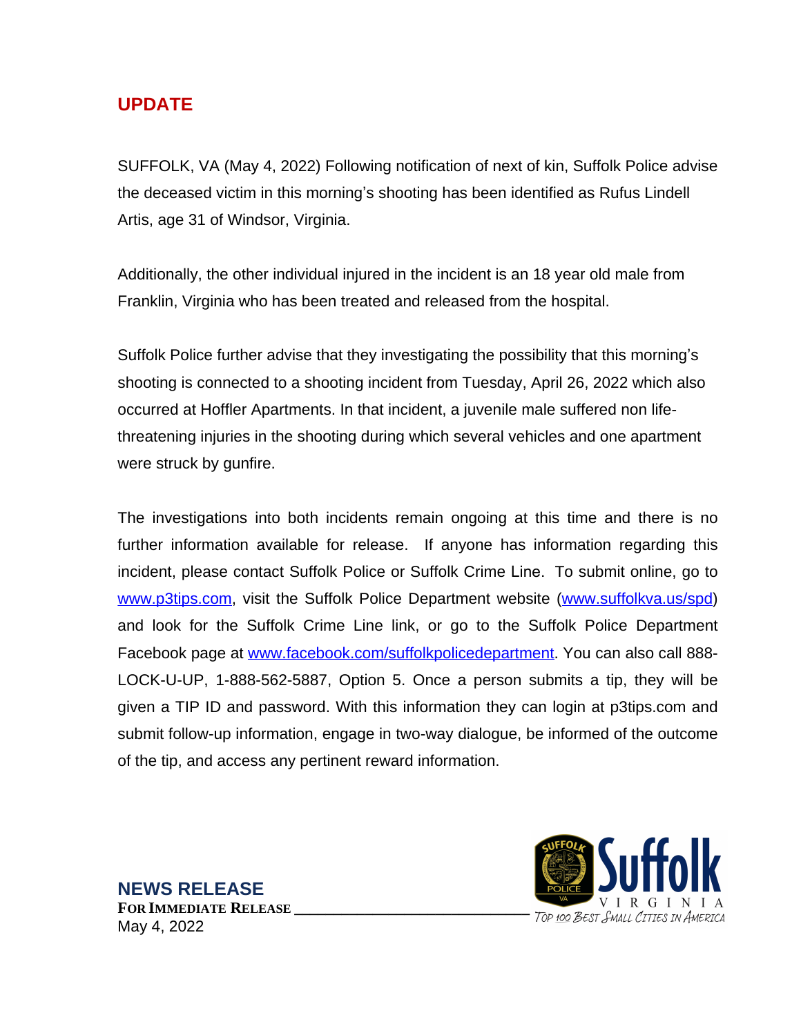## UPDATE

SUFFOLK, VA (May 4, 2022) Following notification of next of kin, Suffolk Police advise the deceased victim in this morning's shooting has been identified as Rufus Lindell Artis, age 31 of Windsor, Virginia.

Additionally, the other individual injured in the incident is an 18 year old male from Franklin, Virginia who has been treated and released from the hospital.

Suffolk Police further advise that they investigating the possibility that this morning's shooting is connected to a shooting incident from Tuesday, April 26, 2022 which also occurred at Hoffler Apartments. In that incident, a juvenile male suffered non life-threatening injuries in the shooting during which several vehicles and one apartment were struck by gunfire.

The investigations into both incidents remain ongoing at this time and there is no further information available for release. If anyone has information regarding this incident, please contact Suffolk Police or Suffolk Crime Line. To submit online, go to [www.p3tips.com](http://www.p3tips.com), visit the Suffolk Police Department website ([www.suffolkva.us/spd](http://www.suffolkva.us/spd)) and look for the Suffolk Crime Line link, or go to the Suffolk Police Department Facebook page at [www.facebook.com/suffolkpolicedepartment](http://www.facebook.com/suffolkpolicedepartment). You can also call 888-LOCK-U-UP, 1-888-562-5887, Option 5. Once a person submits a tip, they will be given a TIP ID and password. With this information they can login at p3tips.com and submit follow-up information, engage in two-way dialogue, be informed of the outcome of the tip, and access any pertinent reward information.

**NEWS RELEASE**
**FOR IMMEDIATE RELEASE**
May 4, 2022

Suffolk VIRGINIA
*Top 100 Best Small Cities in America*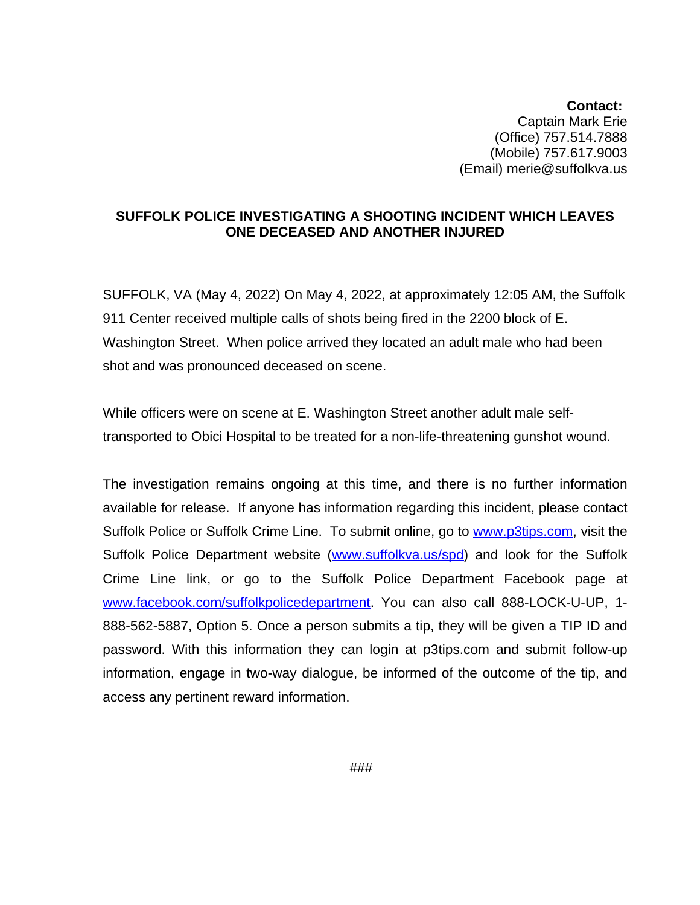**Contact:**
Captain Mark Erie
(Office) 757.514.7888
(Mobile) 757.617.9003
(Email) merie@suffolkva.us

## SUFFOLK POLICE INVESTIGATING A SHOOTING INCIDENT WHICH LEAVES ONE DECEASED AND ANOTHER INJURED

SUFFOLK, VA (May 4, 2022) On May 4, 2022, at approximately 12:05 AM, the Suffolk 911 Center received multiple calls of shots being fired in the 2200 block of E. Washington Street. When police arrived they located an adult male who had been shot and was pronounced deceased on scene.

While officers were on scene at E. Washington Street another adult male self-transported to Obici Hospital to be treated for a non-life-threatening gunshot wound.

The investigation remains ongoing at this time, and there is no further information available for release. If anyone has information regarding this incident, please contact Suffolk Police or Suffolk Crime Line. To submit online, go to [www.p3tips.com](http://www.p3tips.com), visit the Suffolk Police Department website ([www.suffolkva.us/spd](http://www.suffolkva.us/spd)) and look for the Suffolk Crime Line link, or go to the Suffolk Police Department Facebook page at [www.facebook.com/suffolkpolicedepartment](http://www.facebook.com/suffolkpolicedepartment). You can also call 888-LOCK-U-UP, 1-888-562-5887, Option 5. Once a person submits a tip, they will be given a TIP ID and password. With this information they can login at p3tips.com and submit follow-up information, engage in two-way dialogue, be informed of the outcome of the tip, and access any pertinent reward information.

###